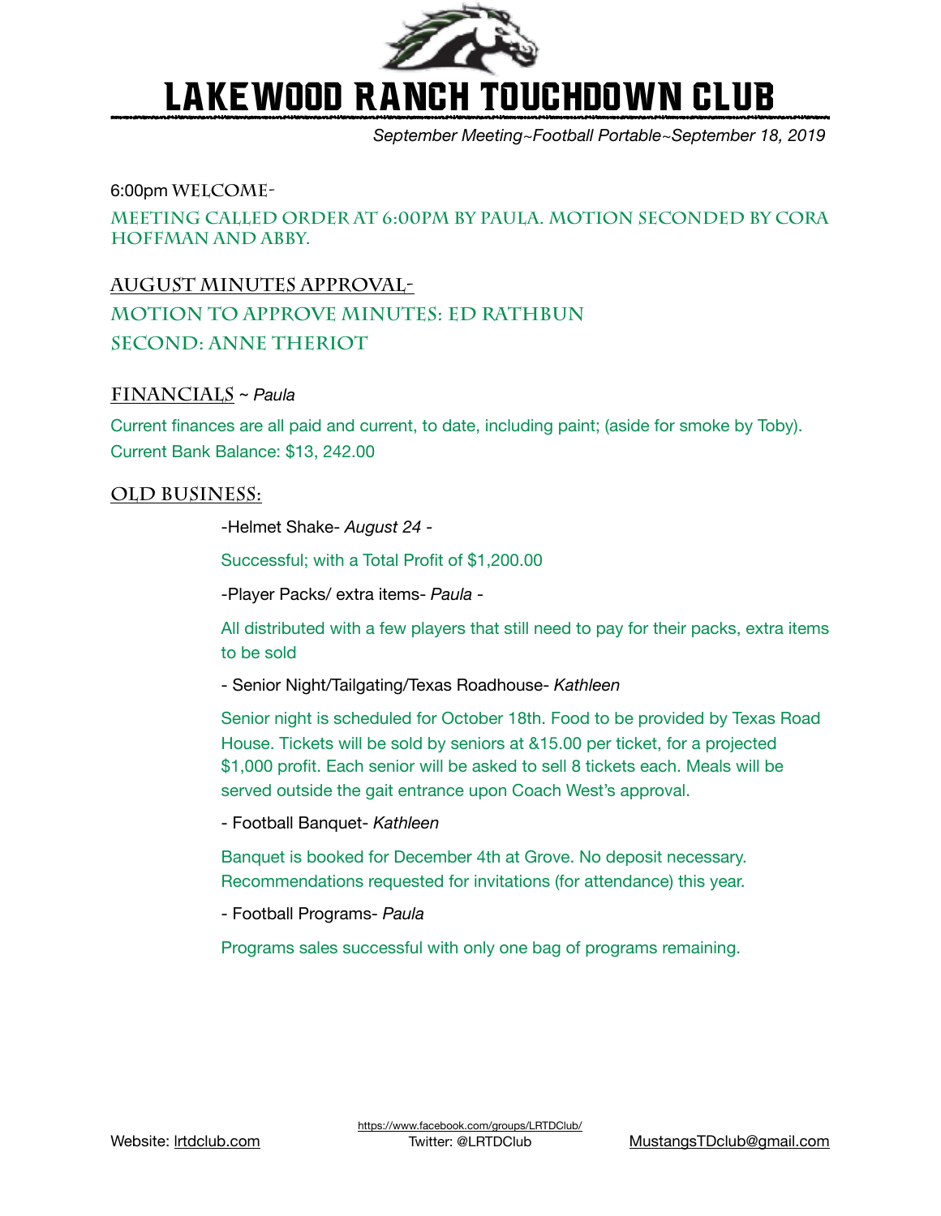# LAKEWOOD RANCH TOUCHDOWN CLUB

*September Meeting~Football Portable~September 18, 2019*

6:00pm **WELCOME-**

**MEETING CALLED ORDER AT 6:00PM BY PAULA. MOTION SECONDED BY CORA HOFFMAN AND ABBY.**

## AUGUST MINUTES APPROVAL-

**MOTION TO APPROVE MINUTES: ED RATHBUN**

**SECOND: ANNE THERIOT**

## FINANCIALS ~ *Paula*

Current finances are all paid and current, to date, including paint; (aside for smoke by Toby).
Current Bank Balance: $13, 242.00

## OLD BUSINESS:

-Helmet Shake- *August 24* -

Successful; with a Total Profit of $1,200.00

-Player Packs/ extra items- *Paula* -

All distributed with a few players that still need to pay for their packs, extra items to be sold

- Senior Night/Tailgating/Texas Roadhouse- *Kathleen*

Senior night is scheduled for October 18th. Food to be provided by Texas Road House. Tickets will be sold by seniors at &15.00 per ticket, for a projected $1,000 profit. Each senior will be asked to sell 8 tickets each. Meals will be served outside the gait entrance upon Coach West's approval.

- Football Banquet- *Kathleen*

Banquet is booked for December 4th at Grove. No deposit necessary. Recommendations requested for invitations (for attendance) this year.

- Football Programs- *Paula*

Programs sales successful with only one bag of programs remaining.

Website: lrtdclub.com | https://www.facebook.com/groups/LRTDClub/ Twitter: @LRTDClub | MustangsTDclub@gmail.com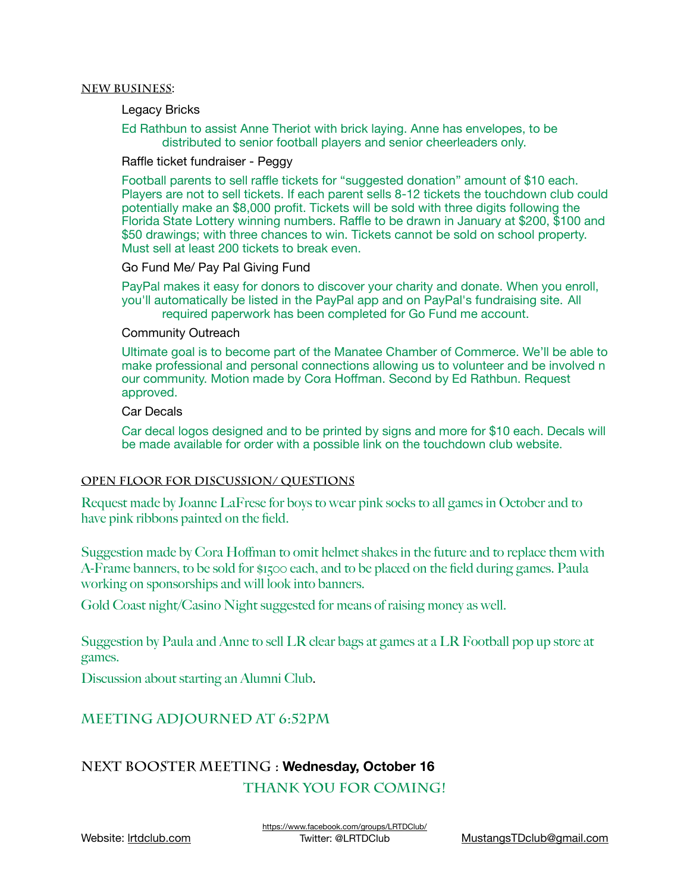## NEW BUSINESS:

Legacy Bricks

Ed Rathbun to assist Anne Theriot with brick laying. Anne has envelopes, to be distributed to senior football players and senior cheerleaders only.

Raffle ticket fundraiser - Peggy

Football parents to sell raffle tickets for "suggested donation" amount of $10 each. Players are not to sell tickets. If each parent sells 8-12 tickets the touchdown club could potentially make an $8,000 profit. Tickets will be sold with three digits following the Florida State Lottery winning numbers. Raffle to be drawn in January at $200, $100 and $50 drawings; with three chances to win. Tickets cannot be sold on school property. Must sell at least 200 tickets to break even.

Go Fund Me/ Pay Pal Giving Fund

PayPal makes it easy for donors to discover your charity and donate. When you enroll, you'll automatically be listed in the PayPal app and on PayPal's fundraising site. All required paperwork has been completed for Go Fund me account.

Community Outreach

Ultimate goal is to become part of the Manatee Chamber of Commerce. We'll be able to make professional and personal connections allowing us to volunteer and be involved n our community. Motion made by Cora Hoffman. Second by Ed Rathbun. Request approved.

Car Decals

Car decal logos designed and to be printed by signs and more for $10 each. Decals will be made available for order with a possible link on the touchdown club website.

## OPEN FLOOR FOR DISCUSSION/ QUESTIONS

Request made by Joanne LaFrese for boys to wear pink socks to all games in October and to have pink ribbons painted on the field.

Suggestion made by Cora Hoffman to omit helmet shakes in the future and to replace them with A-Frame banners, to be sold for $1500 each, and to be placed on the field during games. Paula working on sponsorships and will look into banners.

Gold Coast night/Casino Night suggested for means of raising money as well.

Suggestion by Paula and Anne to sell LR clear bags at games at a LR Football pop up store at games.

Discussion about starting an Alumni Club.

## MEETING ADJOURNED AT 6:52PM

## NEXT BOOSTER MEETING : **Wednesday, October 16**

THANK YOU FOR COMING!

Website: lrtdclub.com | https://www.facebook.com/groups/LRTDClub/ | Twitter: @LRTDClub | MustangsTDclub@gmail.com